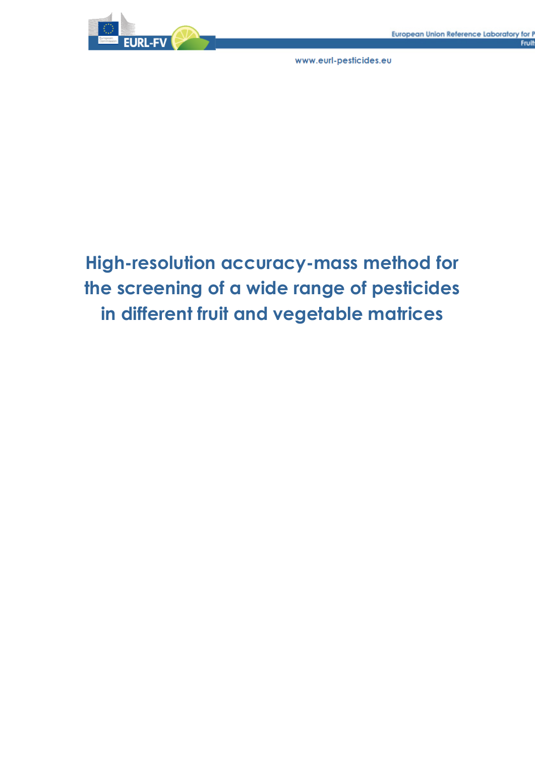# High-resolution accuracy-mass method for the screening of a wide range of pesticides in different fruit and vegetable matrices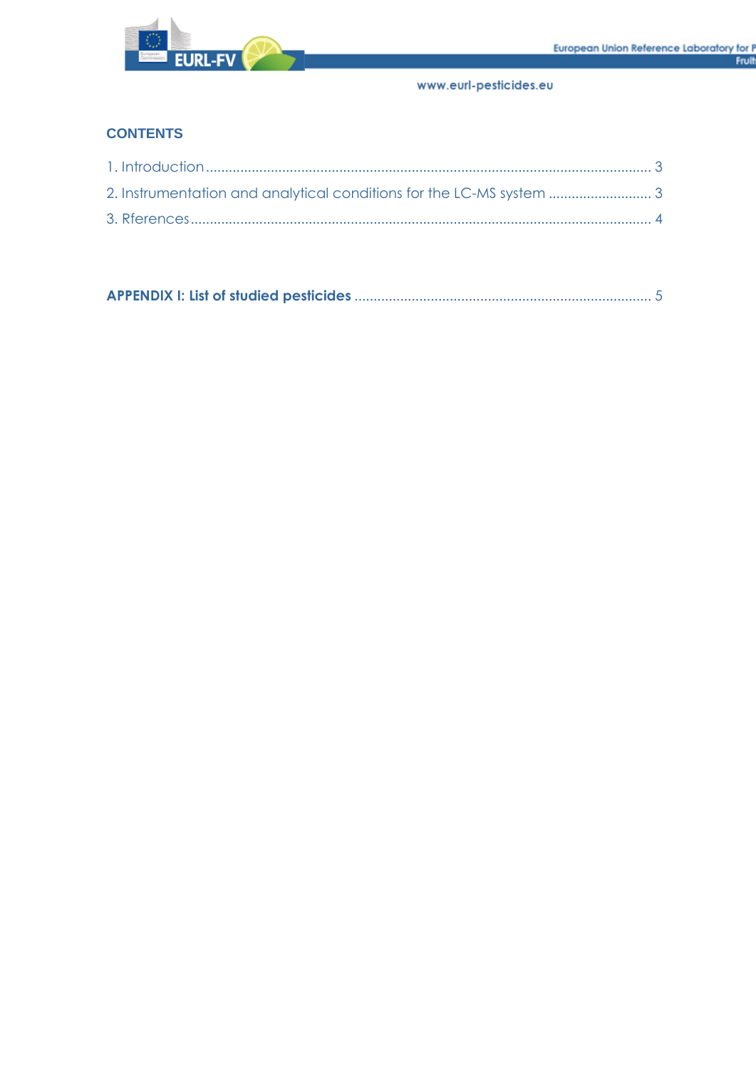## CONTENTS

1. Introduction ........................................................................................................... 3
2. Instrumentation and analytical conditions for the LC-MS system .......................... 3
3. Rferences ............................................................................................................... 4

**APPENDIX I: List of studied pesticides** ................................................................... 5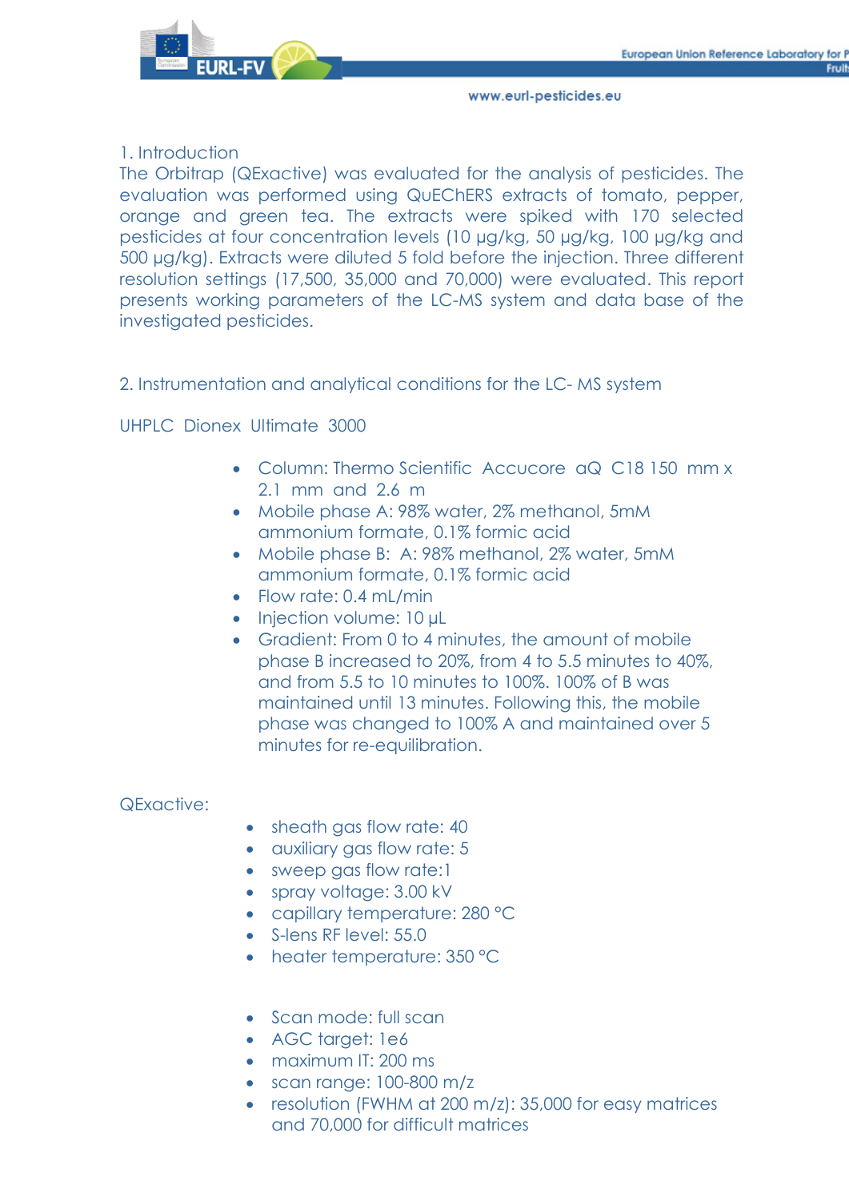## 1. Introduction

The Orbitrap (QExactive) was evaluated for the analysis of pesticides. The evaluation was performed using QuEChERS extracts of tomato, pepper, orange and green tea. The extracts were spiked with 170 selected pesticides at four concentration levels (10 µg/kg, 50 µg/kg, 100 µg/kg and 500 µg/kg). Extracts were diluted 5 fold before the injection. Three different resolution settings (17,500, 35,000 and 70,000) were evaluated. This report presents working parameters of the LC-MS system and data base of the investigated pesticides.

## 2. Instrumentation and analytical conditions for the LC- MS system

UHPLC Dionex Ultimate 3000

- Column: Thermo Scientific Accucore aQ C18 150 mm x 2.1 mm and 2.6 m
- Mobile phase A: 98% water, 2% methanol, 5mM ammonium formate, 0.1% formic acid
- Mobile phase B: A: 98% methanol, 2% water, 5mM ammonium formate, 0.1% formic acid
- Flow rate: 0.4 mL/min
- Injection volume: 10 µL
- Gradient: From 0 to 4 minutes, the amount of mobile phase B increased to 20%, from 4 to 5.5 minutes to 40%, and from 5.5 to 10 minutes to 100%. 100% of B was maintained until 13 minutes. Following this, the mobile phase was changed to 100% A and maintained over 5 minutes for re-equilibration.

QExactive:

- sheath gas flow rate: 40
- auxiliary gas flow rate: 5
- sweep gas flow rate:1
- spray voltage: 3.00 kV
- capillary temperature: 280 °C
- S-lens RF level: 55.0
- heater temperature: 350 °C

- Scan mode: full scan
- AGC target: 1e6
- maximum IT: 200 ms
- scan range: 100-800 m/z
- resolution (FWHM at 200 m/z): 35,000 for easy matrices and 70,000 for difficult matrices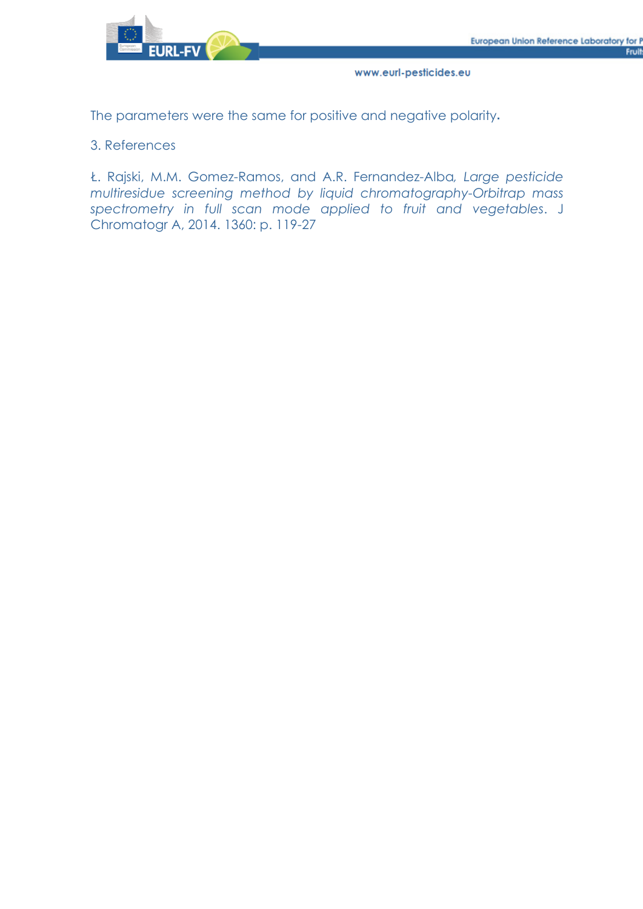The parameters were the same for positive and negative polarity.

## 3. References

Ł. Rajski, M.M. Gomez-Ramos, and A.R. Fernandez-Alba, *Large pesticide multiresidue screening method by liquid chromatography-Orbitrap mass spectrometry in full scan mode applied to fruit and vegetables*. J Chromatogr A, 2014. 1360: p. 119-27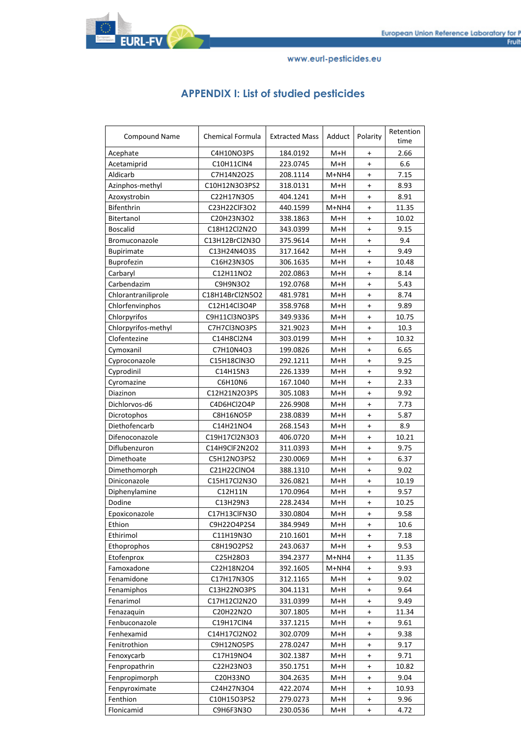# APPENDIX I: List of studied pesticides

| Compound Name | Chemical Formula | Extracted Mass | Adduct | Polarity | Retention time |
|---|---|---|---|---|---|
| Acephate | C4H10NO3PS | 184.0192 | M+H | + | 2.66 |
| Acetamiprid | C10H11ClN4 | 223.0745 | M+H | + | 6.6 |
| Aldicarb | C7H14N2O2S | 208.1114 | M+NH4 | + | 7.15 |
| Azinphos-methyl | C10H12N3O3PS2 | 318.0131 | M+H | + | 8.93 |
| Azoxystrobin | C22H17N3O5 | 404.1241 | M+H | + | 8.91 |
| Bifenthrin | C23H22ClF3O2 | 440.1599 | M+NH4 | + | 11.35 |
| Bitertanol | C20H23N3O2 | 338.1863 | M+H | + | 10.02 |
| Boscalid | C18H12Cl2N2O | 343.0399 | M+H | + | 9.15 |
| Bromuconazole | C13H12BrCl2N3O | 375.9614 | M+H | + | 9.4 |
| Bupirimate | C13H24N4O3S | 317.1642 | M+H | + | 9.49 |
| Buprofezin | C16H23N3OS | 306.1635 | M+H | + | 10.48 |
| Carbaryl | C12H11NO2 | 202.0863 | M+H | + | 8.14 |
| Carbendazim | C9H9N3O2 | 192.0768 | M+H | + | 5.43 |
| Chlorantraniliprole | C18H14BrCl2N5O2 | 481.9781 | M+H | + | 8.74 |
| Chlorfenvinphos | C12H14Cl3O4P | 358.9768 | M+H | + | 9.89 |
| Chlorpyrifos | C9H11Cl3NO3PS | 349.9336 | M+H | + | 10.75 |
| Chlorpyrifos-methyl | C7H7Cl3NO3PS | 321.9023 | M+H | + | 10.3 |
| Clofentezine | C14H8Cl2N4 | 303.0199 | M+H | + | 10.32 |
| Cymoxanil | C7H10N4O3 | 199.0826 | M+H | + | 6.65 |
| Cyproconazole | C15H18ClN3O | 292.1211 | M+H | + | 9.25 |
| Cyprodinil | C14H15N3 | 226.1339 | M+H | + | 9.92 |
| Cyromazine | C6H10N6 | 167.1040 | M+H | + | 2.33 |
| Diazinon | C12H21N2O3PS | 305.1083 | M+H | + | 9.92 |
| Dichlorvos-d6 | C4D6HCl2O4P | 226.9908 | M+H | + | 7.73 |
| Dicrotophos | C8H16NO5P | 238.0839 | M+H | + | 5.87 |
| Diethofencarb | C14H21NO4 | 268.1543 | M+H | + | 8.9 |
| Difenoconazole | C19H17Cl2N3O3 | 406.0720 | M+H | + | 10.21 |
| Diflubenzuron | C14H9ClF2N2O2 | 311.0393 | M+H | + | 9.75 |
| Dimethoate | C5H12NO3PS2 | 230.0069 | M+H | + | 6.37 |
| Dimethomorph | C21H22ClNO4 | 388.1310 | M+H | + | 9.02 |
| Diniconazole | C15H17Cl2N3O | 326.0821 | M+H | + | 10.19 |
| Diphenylamine | C12H11N | 170.0964 | M+H | + | 9.57 |
| Dodine | C13H29N3 | 228.2434 | M+H | + | 10.25 |
| Epoxiconazole | C17H13ClFN3O | 330.0804 | M+H | + | 9.58 |
| Ethion | C9H22O4P2S4 | 384.9949 | M+H | + | 10.6 |
| Ethirimol | C11H19N3O | 210.1601 | M+H | + | 7.18 |
| Ethoprophos | C8H19O2PS2 | 243.0637 | M+H | + | 9.53 |
| Etofenprox | C25H28O3 | 394.2377 | M+NH4 | + | 11.35 |
| Famoxadone | C22H18N2O4 | 392.1605 | M+NH4 | + | 9.93 |
| Fenamidone | C17H17N3OS | 312.1165 | M+H | + | 9.02 |
| Fenamiphos | C13H22NO3PS | 304.1131 | M+H | + | 9.64 |
| Fenarimol | C17H12Cl2N2O | 331.0399 | M+H | + | 9.49 |
| Fenazaquin | C20H22N2O | 307.1805 | M+H | + | 11.34 |
| Fenbuconazole | C19H17ClN4 | 337.1215 | M+H | + | 9.61 |
| Fenhexamid | C14H17Cl2NO2 | 302.0709 | M+H | + | 9.38 |
| Fenitrothion | C9H12NO5PS | 278.0247 | M+H | + | 9.17 |
| Fenoxycarb | C17H19NO4 | 302.1387 | M+H | + | 9.71 |
| Fenpropathrin | C22H23NO3 | 350.1751 | M+H | + | 10.82 |
| Fenpropimorph | C20H33NO | 304.2635 | M+H | + | 9.04 |
| Fenpyroximate | C24H27N3O4 | 422.2074 | M+H | + | 10.93 |
| Fenthion | C10H15O3PS2 | 279.0273 | M+H | + | 9.96 |
| Flonicamid | C9H6F3N3O | 230.0536 | M+H | + | 4.72 |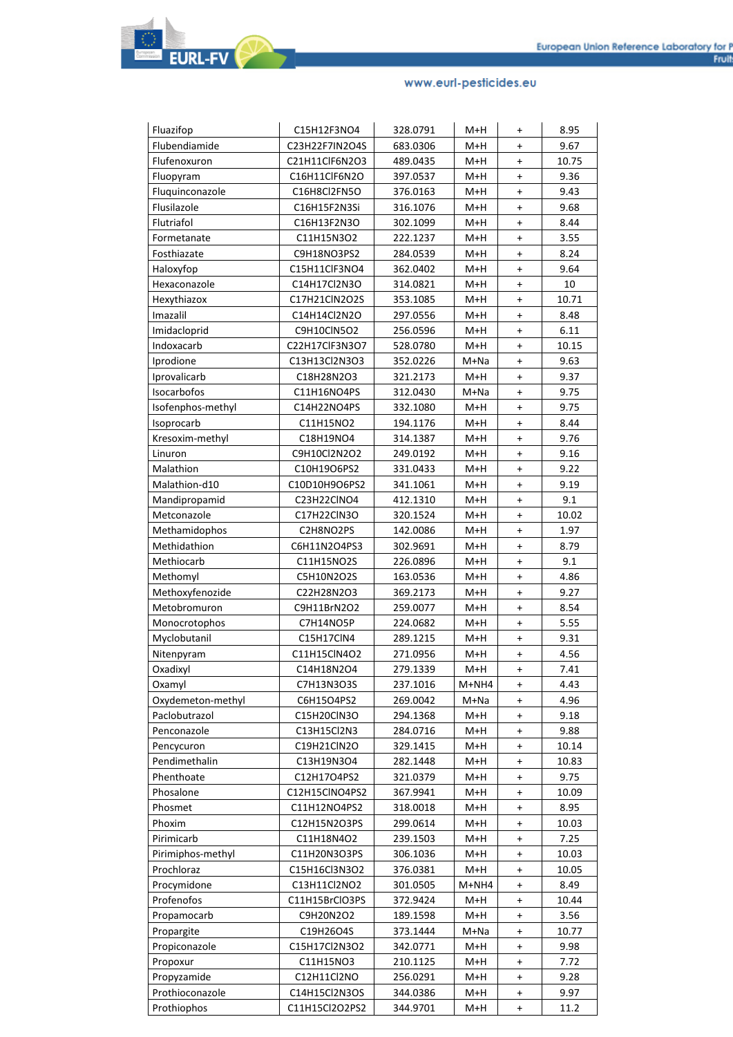| | | | | | |
|---|---|---|---|---|---|
| Fluazifop | C15H12F3NO4 | 328.0791 | M+H | + | 8.95 |
| Flubendiamide | C23H22F7IN2O4S | 683.0306 | M+H | + | 9.67 |
| Flufenoxuron | C21H11ClF6N2O3 | 489.0435 | M+H | + | 10.75 |
| Fluopyram | C16H11ClF6N2O | 397.0537 | M+H | + | 9.36 |
| Fluquinconazole | C16H8Cl2FN5O | 376.0163 | M+H | + | 9.43 |
| Flusilazole | C16H15F2N3Si | 316.1076 | M+H | + | 9.68 |
| Flutriafol | C16H13F2N3O | 302.1099 | M+H | + | 8.44 |
| Formetanate | C11H15N3O2 | 222.1237 | M+H | + | 3.55 |
| Fosthiazate | C9H18NO3PS2 | 284.0539 | M+H | + | 8.24 |
| Haloxyfop | C15H11ClF3NO4 | 362.0402 | M+H | + | 9.64 |
| Hexaconazole | C14H17Cl2N3O | 314.0821 | M+H | + | 10 |
| Hexythiazox | C17H21ClN2O2S | 353.1085 | M+H | + | 10.71 |
| Imazalil | C14H14Cl2N2O | 297.0556 | M+H | + | 8.48 |
| Imidacloprid | C9H10ClN5O2 | 256.0596 | M+H | + | 6.11 |
| Indoxacarb | C22H17ClF3N3O7 | 528.0780 | M+H | + | 10.15 |
| Iprodione | C13H13Cl2N3O3 | 352.0226 | M+Na | + | 9.63 |
| Iprovalicarb | C18H28N2O3 | 321.2173 | M+H | + | 9.37 |
| Isocarbofos | C11H16NO4PS | 312.0430 | M+Na | + | 9.75 |
| Isofenphos-methyl | C14H22NO4PS | 332.1080 | M+H | + | 9.75 |
| Isoprocarb | C11H15NO2 | 194.1176 | M+H | + | 8.44 |
| Kresoxim-methyl | C18H19NO4 | 314.1387 | M+H | + | 9.76 |
| Linuron | C9H10Cl2N2O2 | 249.0192 | M+H | + | 9.16 |
| Malathion | C10H19O6PS2 | 331.0433 | M+H | + | 9.22 |
| Malathion-d10 | C10D10H9O6PS2 | 341.1061 | M+H | + | 9.19 |
| Mandipropamid | C23H22ClNO4 | 412.1310 | M+H | + | 9.1 |
| Metconazole | C17H22ClN3O | 320.1524 | M+H | + | 10.02 |
| Methamidophos | C2H8NO2PS | 142.0086 | M+H | + | 1.97 |
| Methidathion | C6H11N2O4PS3 | 302.9691 | M+H | + | 8.79 |
| Methiocarb | C11H15NO2S | 226.0896 | M+H | + | 9.1 |
| Methomyl | C5H10N2O2S | 163.0536 | M+H | + | 4.86 |
| Methoxyfenozide | C22H28N2O3 | 369.2173 | M+H | + | 9.27 |
| Metobromuron | C9H11BrN2O2 | 259.0077 | M+H | + | 8.54 |
| Monocrotophos | C7H14NO5P | 224.0682 | M+H | + | 5.55 |
| Myclobutanil | C15H17ClN4 | 289.1215 | M+H | + | 9.31 |
| Nitenpyram | C11H15ClN4O2 | 271.0956 | M+H | + | 4.56 |
| Oxadixyl | C14H18N2O4 | 279.1339 | M+H | + | 7.41 |
| Oxamyl | C7H13N3O3S | 237.1016 | M+NH4 | + | 4.43 |
| Oxydemeton-methyl | C6H15O4PS2 | 269.0042 | M+Na | + | 4.96 |
| Paclobutrazol | C15H20ClN3O | 294.1368 | M+H | + | 9.18 |
| Penconazole | C13H15Cl2N3 | 284.0716 | M+H | + | 9.88 |
| Pencycuron | C19H21ClN2O | 329.1415 | M+H | + | 10.14 |
| Pendimethalin | C13H19N3O4 | 282.1448 | M+H | + | 10.83 |
| Phenthoate | C12H17O4PS2 | 321.0379 | M+H | + | 9.75 |
| Phosalone | C12H15ClNO4PS2 | 367.9941 | M+H | + | 10.09 |
| Phosmet | C11H12NO4PS2 | 318.0018 | M+H | + | 8.95 |
| Phoxim | C12H15N2O3PS | 299.0614 | M+H | + | 10.03 |
| Pirimicarb | C11H18N4O2 | 239.1503 | M+H | + | 7.25 |
| Pirimiphos-methyl | C11H20N3O3PS | 306.1036 | M+H | + | 10.03 |
| Prochloraz | C15H16Cl3N3O2 | 376.0381 | M+H | + | 10.05 |
| Procymidone | C13H11Cl2NO2 | 301.0505 | M+NH4 | + | 8.49 |
| Profenofos | C11H15BrClO3PS | 372.9424 | M+H | + | 10.44 |
| Propamocarb | C9H20N2O2 | 189.1598 | M+H | + | 3.56 |
| Propargite | C19H26O4S | 373.1444 | M+Na | + | 10.77 |
| Propiconazole | C15H17Cl2N3O2 | 342.0771 | M+H | + | 9.98 |
| Propoxur | C11H15NO3 | 210.1125 | M+H | + | 7.72 |
| Propyzamide | C12H11Cl2NO | 256.0291 | M+H | + | 9.28 |
| Prothioconazole | C14H15Cl2N3OS | 344.0386 | M+H | + | 9.97 |
| Prothiophos | C11H15Cl2O2PS2 | 344.9701 | M+H | + | 11.2 |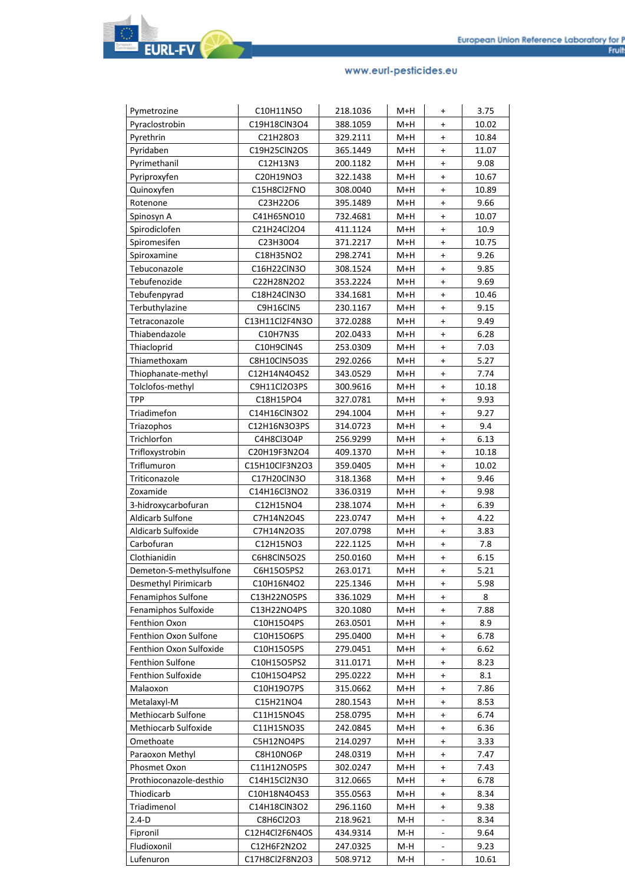| Pymetrozine | C10H11N5O | 218.1036 | M+H | + | 3.75 |
|---|---|---|---|---|---|
| Pyraclostrobin | C19H18ClN3O4 | 388.1059 | M+H | + | 10.02 |
| Pyrethrin | C21H28O3 | 329.2111 | M+H | + | 10.84 |
| Pyridaben | C19H25ClN2OS | 365.1449 | M+H | + | 11.07 |
| Pyrimethanil | C12H13N3 | 200.1182 | M+H | + | 9.08 |
| Pyriproxyfen | C20H19NO3 | 322.1438 | M+H | + | 10.67 |
| Quinoxyfen | C15H8Cl2FNO | 308.0040 | M+H | + | 10.89 |
| Rotenone | C23H22O6 | 395.1489 | M+H | + | 9.66 |
| Spinosyn A | C41H65NO10 | 732.4681 | M+H | + | 10.07 |
| Spirodiclofen | C21H24Cl2O4 | 411.1124 | M+H | + | 10.9 |
| Spiromesifen | C23H30O4 | 371.2217 | M+H | + | 10.75 |
| Spiroxamine | C18H35NO2 | 298.2741 | M+H | + | 9.26 |
| Tebuconazole | C16H22ClN3O | 308.1524 | M+H | + | 9.85 |
| Tebufenozide | C22H28N2O2 | 353.2224 | M+H | + | 9.69 |
| Tebufenpyrad | C18H24ClN3O | 334.1681 | M+H | + | 10.46 |
| Terbuthylazine | C9H16ClN5 | 230.1167 | M+H | + | 9.15 |
| Tetraconazole | C13H11Cl2F4N3O | 372.0288 | M+H | + | 9.49 |
| Thiabendazole | C10H7N3S | 202.0433 | M+H | + | 6.28 |
| Thiacloprid | C10H9ClN4S | 253.0309 | M+H | + | 7.03 |
| Thiamethoxam | C8H10ClN5O3S | 292.0266 | M+H | + | 5.27 |
| Thiophanate-methyl | C12H14N4O4S2 | 343.0529 | M+H | + | 7.74 |
| Tolclofos-methyl | C9H11Cl2O3PS | 300.9616 | M+H | + | 10.18 |
| TPP | C18H15PO4 | 327.0781 | M+H | + | 9.93 |
| Triadimefon | C14H16ClN3O2 | 294.1004 | M+H | + | 9.27 |
| Triazophos | C12H16N3O3PS | 314.0723 | M+H | + | 9.4 |
| Trichlorfon | C4H8Cl3O4P | 256.9299 | M+H | + | 6.13 |
| Trifloxystrobin | C20H19F3N2O4 | 409.1370 | M+H | + | 10.18 |
| Triflumuron | C15H10ClF3N2O3 | 359.0405 | M+H | + | 10.02 |
| Triticonazole | C17H20ClN3O | 318.1368 | M+H | + | 9.46 |
| Zoxamide | C14H16Cl3NO2 | 336.0319 | M+H | + | 9.98 |
| 3-hidroxycarbofuran | C12H15NO4 | 238.1074 | M+H | + | 6.39 |
| Aldicarb Sulfone | C7H14N2O4S | 223.0747 | M+H | + | 4.22 |
| Aldicarb Sulfoxide | C7H14N2O3S | 207.0798 | M+H | + | 3.83 |
| Carbofuran | C12H15NO3 | 222.1125 | M+H | + | 7.8 |
| Clothianidin | C6H8ClN5O2S | 250.0160 | M+H | + | 6.15 |
| Demeton-S-methylsulfone | C6H15O5PS2 | 263.0171 | M+H | + | 5.21 |
| Desmethyl Pirimicarb | C10H16N4O2 | 225.1346 | M+H | + | 5.98 |
| Fenamiphos Sulfone | C13H22NO5PS | 336.1029 | M+H | + | 8 |
| Fenamiphos Sulfoxide | C13H22NO4PS | 320.1080 | M+H | + | 7.88 |
| Fenthion Oxon | C10H15O4PS | 263.0501 | M+H | + | 8.9 |
| Fenthion Oxon Sulfone | C10H15O6PS | 295.0400 | M+H | + | 6.78 |
| Fenthion Oxon Sulfoxide | C10H15O5PS | 279.0451 | M+H | + | 6.62 |
| Fenthion Sulfone | C10H15O5PS2 | 311.0171 | M+H | + | 8.23 |
| Fenthion Sulfoxide | C10H15O4PS2 | 295.0222 | M+H | + | 8.1 |
| Malaoxon | C10H19O7PS | 315.0662 | M+H | + | 7.86 |
| Metalaxyl-M | C15H21NO4 | 280.1543 | M+H | + | 8.53 |
| Methiocarb Sulfone | C11H15NO4S | 258.0795 | M+H | + | 6.74 |
| Methiocarb Sulfoxide | C11H15NO3S | 242.0845 | M+H | + | 6.36 |
| Omethoate | C5H12NO4PS | 214.0297 | M+H | + | 3.33 |
| Paraoxon Methyl | C8H10NO6P | 248.0319 | M+H | + | 7.47 |
| Phosmet Oxon | C11H12NO5PS | 302.0247 | M+H | + | 7.43 |
| Prothioconazole-desthio | C14H15Cl2N3O | 312.0665 | M+H | + | 6.78 |
| Thiodicarb | C10H18N4O4S3 | 355.0563 | M+H | + | 8.34 |
| Triadimenol | C14H18ClN3O2 | 296.1160 | M+H | + | 9.38 |
| 2.4-D | C8H6Cl2O3 | 218.9621 | M-H | - | 8.34 |
| Fipronil | C12H4Cl2F6N4OS | 434.9314 | M-H | - | 9.64 |
| Fludioxonil | C12H6F2N2O2 | 247.0325 | M-H | - | 9.23 |
| Lufenuron | C17H8Cl2F8N2O3 | 508.9712 | M-H | - | 10.61 |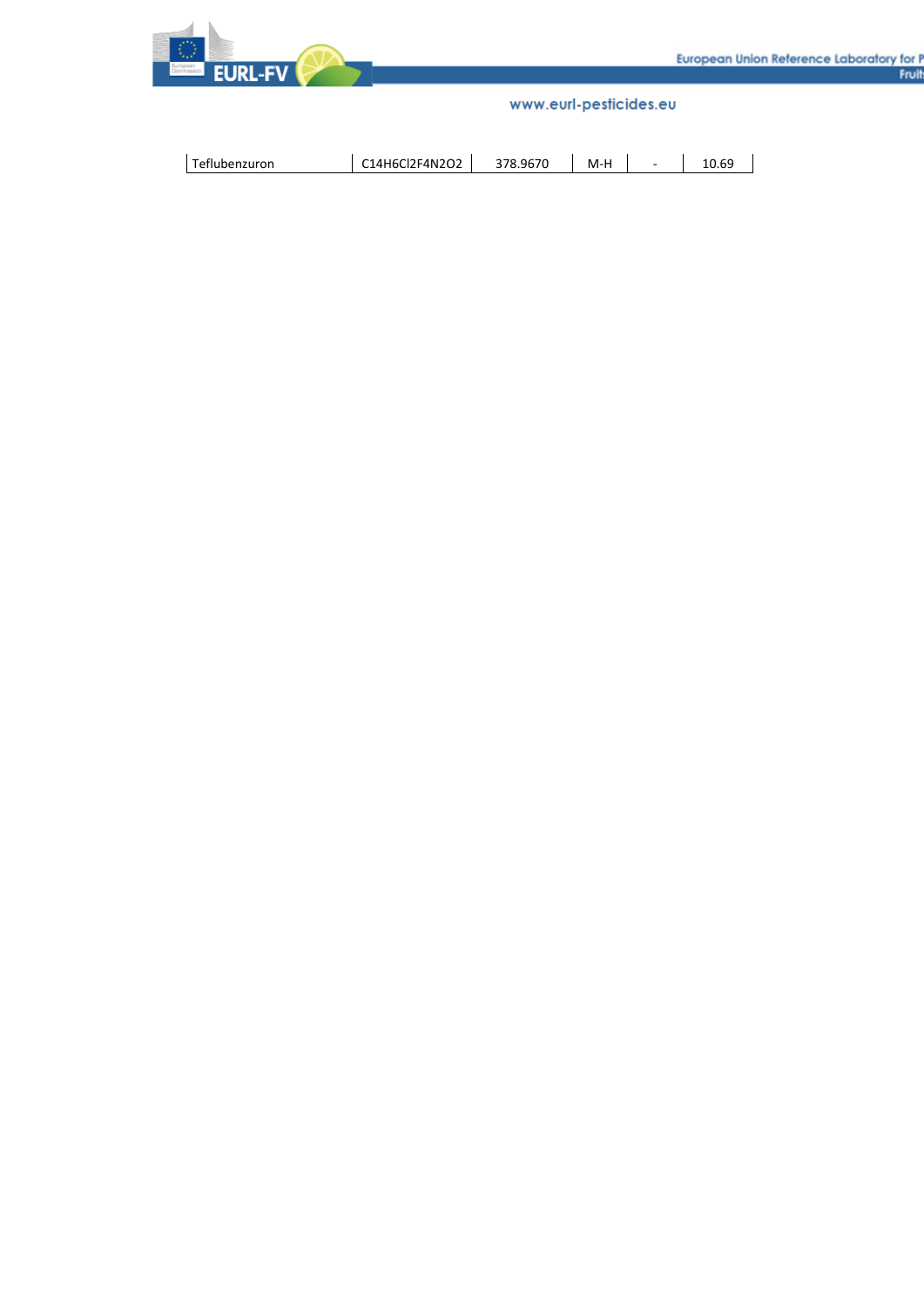| | | | | | |
|---|---|---|---|---|---|
| Teflubenzuron | C14H6Cl2F4N2O2 | 378.9670 | M-H | - | 10.69 |